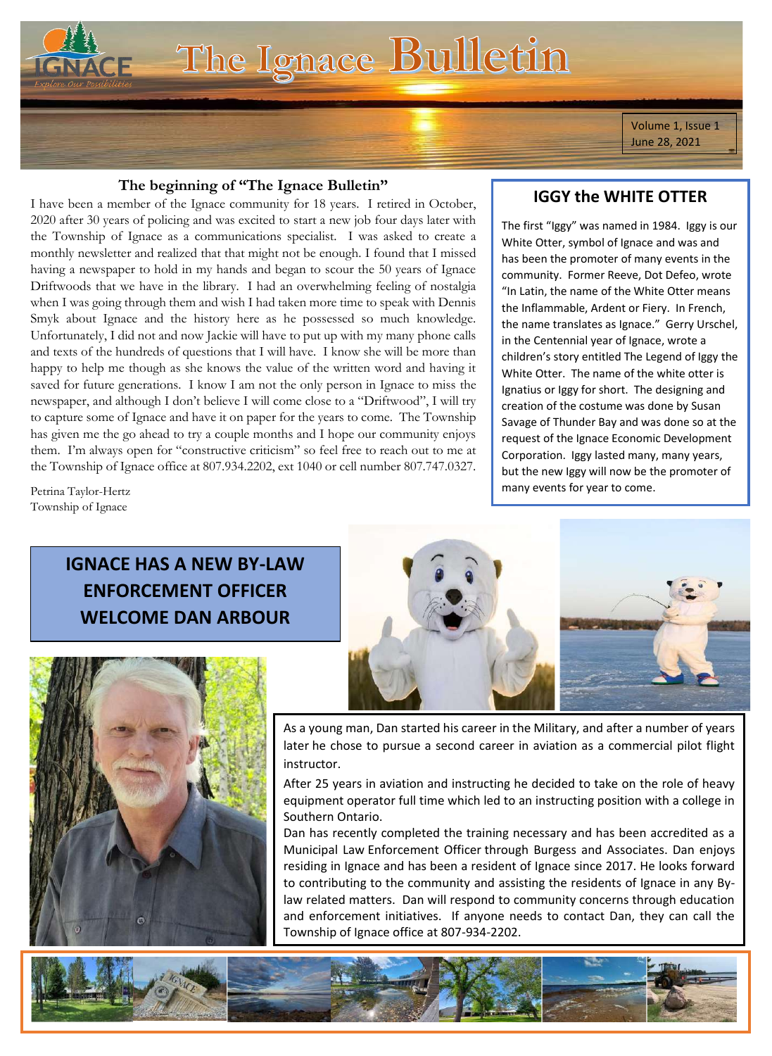# The Ignace Bulletin

Volume 1, Issue 1
June 28, 2021

## The beginning of "The Ignace Bulletin"

I have been a member of the Ignace community for 18 years. I retired in October, 2020 after 30 years of policing and was excited to start a new job four days later with the Township of Ignace as a communications specialist. I was asked to create a monthly newsletter and realized that that might not be enough. I found that I missed having a newspaper to hold in my hands and began to scour the 50 years of Ignace Driftwoods that we have in the library. I had an overwhelming feeling of nostalgia when I was going through them and wish I had taken more time to speak with Dennis Smyk about Ignace and the history here as he possessed so much knowledge. Unfortunately, I did not and now Jackie will have to put up with my many phone calls and texts of the hundreds of questions that I will have. I know she will be more than happy to help me though as she knows the value of the written word and having it saved for future generations. I know I am not the only person in Ignace to miss the newspaper, and although I don't believe I will come close to a "Driftwood", I will try to capture some of Ignace and have it on paper for the years to come. The Township has given me the go ahead to try a couple months and I hope our community enjoys them. I'm always open for "constructive criticism" so feel free to reach out to me at the Township of Ignace office at 807.934.2202, ext 1040 or cell number 807.747.0327.

Petrina Taylor-Hertz
Township of Ignace

## IGGY the WHITE OTTER

The first "Iggy" was named in 1984. Iggy is our White Otter, symbol of Ignace and was and has been the promoter of many events in the community. Former Reeve, Dot Defeo, wrote "In Latin, the name of the White Otter means the Inflammable, Ardent or Fiery. In French, the name translates as Ignace." Gerry Urschel, in the Centennial year of Ignace, wrote a children's story entitled The Legend of Iggy the White Otter. The name of the white otter is Ignatius or Iggy for short. The designing and creation of the costume was done by Susan Savage of Thunder Bay and was done so at the request of the Ignace Economic Development Corporation. Iggy lasted many, many years, but the new Iggy will now be the promoter of many events for year to come.

## IGNACE HAS A NEW BY-LAW ENFORCEMENT OFFICER WELCOME DAN ARBOUR

As a young man, Dan started his career in the Military, and after a number of years later he chose to pursue a second career in aviation as a commercial pilot flight instructor.

After 25 years in aviation and instructing he decided to take on the role of heavy equipment operator full time which led to an instructing position with a college in Southern Ontario.

Dan has recently completed the training necessary and has been accredited as a Municipal Law Enforcement Officer through Burgess and Associates. Dan enjoys residing in Ignace and has been a resident of Ignace since 2017. He looks forward to contributing to the community and assisting the residents of Ignace in any By-law related matters. Dan will respond to community concerns through education and enforcement initiatives. If anyone needs to contact Dan, they can call the Township of Ignace office at 807-934-2202.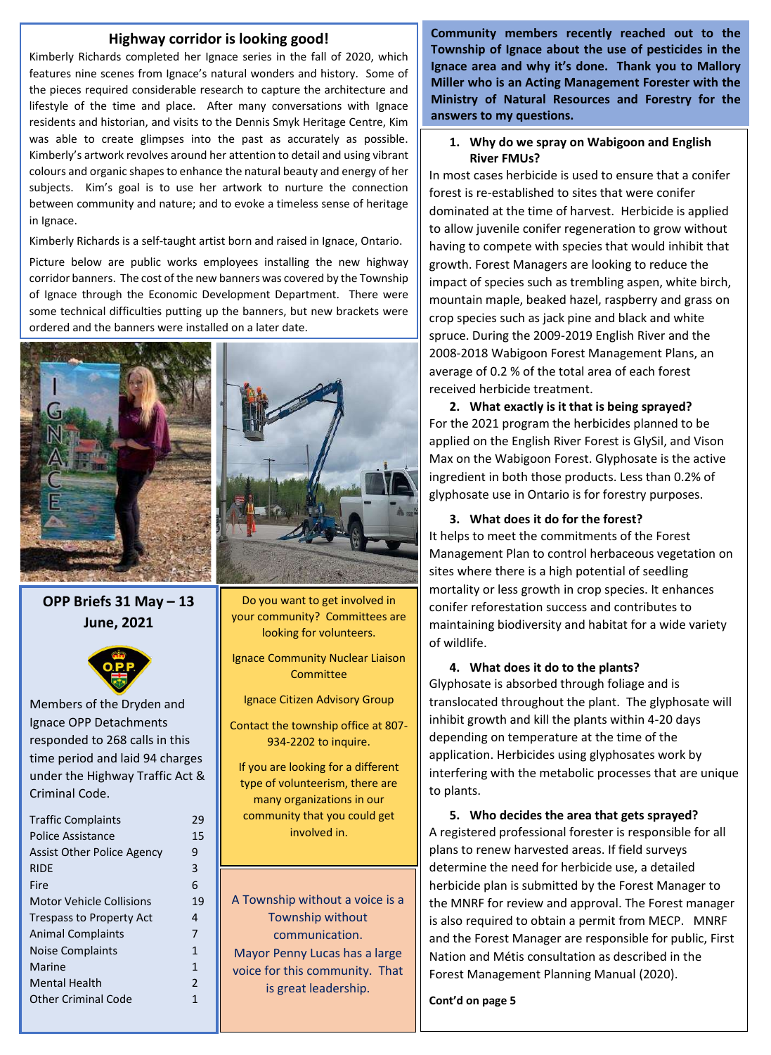## Highway corridor is looking good!

Kimberly Richards completed her Ignace series in the fall of 2020, which features nine scenes from Ignace's natural wonders and history. Some of the pieces required considerable research to capture the architecture and lifestyle of the time and place. After many conversations with Ignace residents and historian, and visits to the Dennis Smyk Heritage Centre, Kim was able to create glimpses into the past as accurately as possible. Kimberly's artwork revolves around her attention to detail and using vibrant colours and organic shapes to enhance the natural beauty and energy of her subjects. Kim's goal is to use her artwork to nurture the connection between community and nature; and to evoke a timeless sense of heritage in Ignace.

Kimberly Richards is a self-taught artist born and raised in Ignace, Ontario.

Picture below are public works employees installing the new highway corridor banners. The cost of the new banners was covered by the Township of Ignace through the Economic Development Department. There were some technical difficulties putting up the banners, but new brackets were ordered and the banners were installed on a later date.

## OPP Briefs 31 May – 13 June, 2021

Members of the Dryden and Ignace OPP Detachments responded to 268 calls in this time period and laid 94 charges under the Highway Traffic Act & Criminal Code.

| | |
|---|---|
| Traffic Complaints | 29 |
| Police Assistance | 15 |
| Assist Other Police Agency | 9 |
| RIDE | 3 |
| Fire | 6 |
| Motor Vehicle Collisions | 19 |
| Trespass to Property Act | 4 |
| Animal Complaints | 7 |
| Noise Complaints | 1 |
| Marine | 1 |
| Mental Health | 2 |
| Other Criminal Code | 1 |

Do you want to get involved in your community? Committees are looking for volunteers.

Ignace Community Nuclear Liaison Committee

Ignace Citizen Advisory Group

Contact the township office at 807-934-2202 to inquire.

If you are looking for a different type of volunteerism, there are many organizations in our community that you could get involved in.

A Township without a voice is a Township without communication. Mayor Penny Lucas has a large voice for this community. That is great leadership.

**Community members recently reached out to the Township of Ignace about the use of pesticides in the Ignace area and why it's done. Thank you to Mallory Miller who is an Acting Management Forester with the Ministry of Natural Resources and Forestry for the answers to my questions.**

1. **Why do we spray on Wabigoon and English River FMUs?**

In most cases herbicide is used to ensure that a conifer forest is re-established to sites that were conifer dominated at the time of harvest. Herbicide is applied to allow juvenile conifer regeneration to grow without having to compete with species that would inhibit that growth. Forest Managers are looking to reduce the impact of species such as trembling aspen, white birch, mountain maple, beaked hazel, raspberry and grass on crop species such as jack pine and black and white spruce. During the 2009-2019 English River and the 2008-2018 Wabigoon Forest Management Plans, an average of 0.2 % of the total area of each forest received herbicide treatment.

2. **What exactly is it that is being sprayed?**

For the 2021 program the herbicides planned to be applied on the English River Forest is GlySil, and Vison Max on the Wabigoon Forest. Glyphosate is the active ingredient in both those products. Less than 0.2% of glyphosate use in Ontario is for forestry purposes.

3. **What does it do for the forest?**

It helps to meet the commitments of the Forest Management Plan to control herbaceous vegetation on sites where there is a high potential of seedling mortality or less growth in crop species. It enhances conifer reforestation success and contributes to maintaining biodiversity and habitat for a wide variety of wildlife.

4. **What does it do to the plants?**

Glyphosate is absorbed through foliage and is translocated throughout the plant. The glyphosate will inhibit growth and kill the plants within 4-20 days depending on temperature at the time of the application. Herbicides using glyphosates work by interfering with the metabolic processes that are unique to plants.

5. **Who decides the area that gets sprayed?**

A registered professional forester is responsible for all plans to renew harvested areas. If field surveys determine the need for herbicide use, a detailed herbicide plan is submitted by the Forest Manager to the MNRF for review and approval. The Forest manager is also required to obtain a permit from MECP. MNRF and the Forest Manager are responsible for public, First Nation and Métis consultation as described in the Forest Management Planning Manual (2020).

**Cont'd on page 5**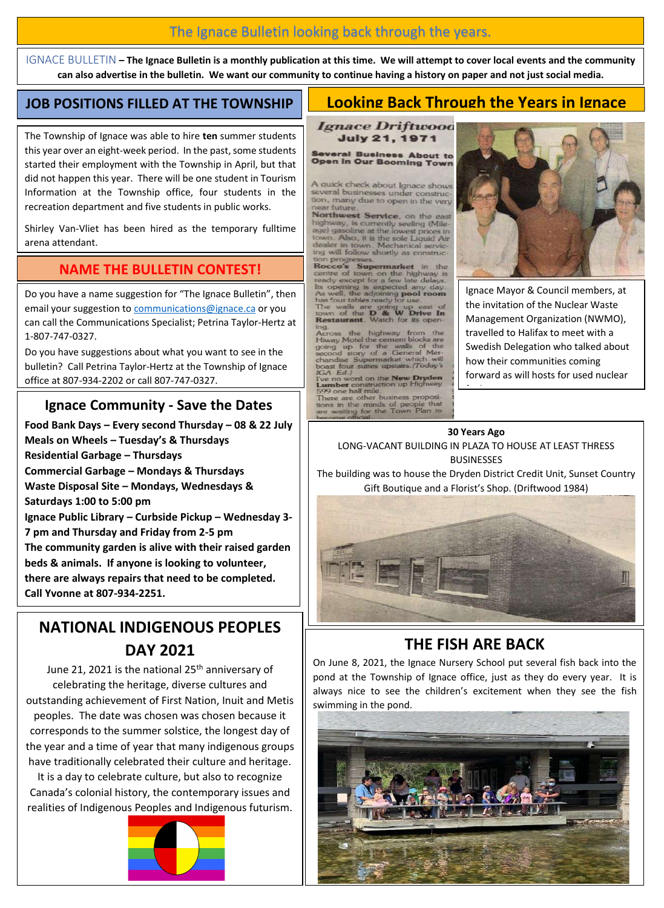# The Ignace Bulletin looking back through the years.

IGNACE BULLETIN – **The Ignace Bulletin is a monthly publication at this time. We will attempt to cover local events and the community can also advertise in the bulletin. We want our community to continue having a history on paper and not just social media.**

## JOB POSITIONS FILLED AT THE TOWNSHIP

The Township of Ignace was able to hire **ten** summer students this year over an eight-week period. In the past, some students started their employment with the Township in April, but that did not happen this year. There will be one student in Tourism Information at the Township office, four students in the recreation department and five students in public works.

Shirley Van-Vliet has been hired as the temporary fulltime arena attendant.

## NAME THE BULLETIN CONTEST!

Do you have a name suggestion for "The Ignace Bulletin", then email your suggestion to communications@ignace.ca or you can call the Communications Specialist; Petrina Taylor-Hertz at 1-807-747-0327.

Do you have suggestions about what you want to see in the bulletin? Call Petrina Taylor-Hertz at the Township of Ignace office at 807-934-2202 or call 807-747-0327.

## Ignace Community - Save the Dates

**Food Bank Days – Every second Thursday – 08 & 22 July**
**Meals on Wheels – Tuesday's & Thursdays**
**Residential Garbage – Thursdays**
**Commercial Garbage – Mondays & Thursdays**
**Waste Disposal Site – Mondays, Wednesdays & Saturdays 1:00 to 5:00 pm**
**Ignace Public Library – Curbside Pickup – Wednesday 3-7 pm and Thursday and Friday from 2-5 pm**
**The community garden is alive with their raised garden beds & animals. If anyone is looking to volunteer, there are always repairs that need to be completed. Call Yvonne at 807-934-2251.**

## NATIONAL INDIGENOUS PEOPLES DAY 2021

June 21, 2021 is the national 25th anniversary of celebrating the heritage, diverse cultures and outstanding achievement of First Nation, Inuit and Metis peoples. The date was chosen was chosen because it corresponds to the summer solstice, the longest day of the year and a time of year that many indigenous groups have traditionally celebrated their culture and heritage. It is a day to celebrate culture, but also to recognize Canada's colonial history, the contemporary issues and realities of Indigenous Peoples and Indigenous futurism.

## Looking Back Through the Years in Ignace

*Ignace Driftwood*
**July 21, 1971**

**Several Business About to Open in Our Booming Town**

A quick check about Ignace shows several businesses under construction, many due to open in the very near future.
**Northwest Service**, on the east highway, is currently seeling (Mileage) gasoline at the lowest prices in town. Also, it is the sole Liquid Air dealer in town. Mechanical servicing will follow shortly as construction progresses.
**Rocco's Supermarket** in the centre of town on the highway is ready except for a few late delays. Its opening is expected any day. As well, the adjoining **pool room** has four tables ready for use.
The walls are going up east of town of the **D & W Drive In Restaurant**. Watch for its opening.
Across the highway from the Hiway Motel the cement blocks are going up for the walls of the second story of a General Merchandise Supermarket which will boast four suites upstairs. *(Today's IGA. Ed.)*
I've no word on the **New Dryden Lumber** construction up Highway 599 one half mile.
There are other business propositions in the minds of people that are waiting for the Town Plan to become official.

Ignace Mayor & Council members, at the invitation of the Nuclear Waste Management Organization (NWMO), travelled to Halifax to meet with a Swedish Delegation who talked about how their communities coming forward as will hosts for used nuclear

**30 Years Ago**

LONG-VACANT BUILDING IN PLAZA TO HOUSE AT LEAST THRESS BUSINESSES

The building was to house the Dryden District Credit Unit, Sunset Country Gift Boutique and a Florist's Shop. (Driftwood 1984)

## THE FISH ARE BACK

On June 8, 2021, the Ignace Nursery School put several fish back into the pond at the Township of Ignace office, just as they do every year. It is always nice to see the children's excitement when they see the fish swimming in the pond.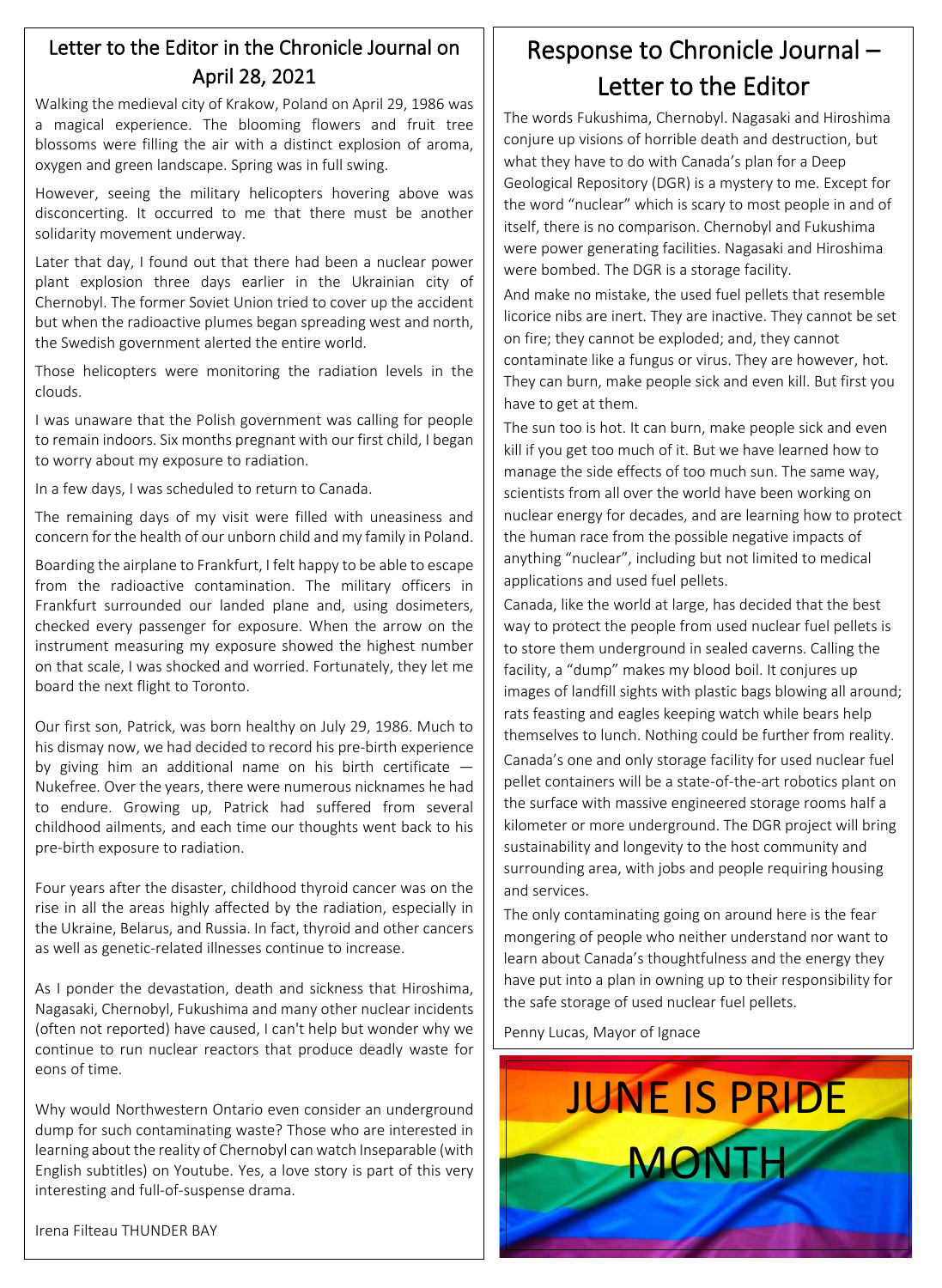## Letter to the Editor in the Chronicle Journal on April 28, 2021

Walking the medieval city of Krakow, Poland on April 29, 1986 was a magical experience. The blooming flowers and fruit tree blossoms were filling the air with a distinct explosion of aroma, oxygen and green landscape. Spring was in full swing.

However, seeing the military helicopters hovering above was disconcerting. It occurred to me that there must be another solidarity movement underway.

Later that day, I found out that there had been a nuclear power plant explosion three days earlier in the Ukrainian city of Chernobyl. The former Soviet Union tried to cover up the accident but when the radioactive plumes began spreading west and north, the Swedish government alerted the entire world.

Those helicopters were monitoring the radiation levels in the clouds.

I was unaware that the Polish government was calling for people to remain indoors. Six months pregnant with our first child, I began to worry about my exposure to radiation.

In a few days, I was scheduled to return to Canada.

The remaining days of my visit were filled with uneasiness and concern for the health of our unborn child and my family in Poland.

Boarding the airplane to Frankfurt, I felt happy to be able to escape from the radioactive contamination. The military officers in Frankfurt surrounded our landed plane and, using dosimeters, checked every passenger for exposure. When the arrow on the instrument measuring my exposure showed the highest number on that scale, I was shocked and worried. Fortunately, they let me board the next flight to Toronto.

Our first son, Patrick, was born healthy on July 29, 1986. Much to his dismay now, we had decided to record his pre-birth experience by giving him an additional name on his birth certificate — Nukefree. Over the years, there were numerous nicknames he had to endure. Growing up, Patrick had suffered from several childhood ailments, and each time our thoughts went back to his pre-birth exposure to radiation.

Four years after the disaster, childhood thyroid cancer was on the rise in all the areas highly affected by the radiation, especially in the Ukraine, Belarus, and Russia. In fact, thyroid and other cancers as well as genetic-related illnesses continue to increase.

As I ponder the devastation, death and sickness that Hiroshima, Nagasaki, Chernobyl, Fukushima and many other nuclear incidents (often not reported) have caused, I can't help but wonder why we continue to run nuclear reactors that produce deadly waste for eons of time.

Why would Northwestern Ontario even consider an underground dump for such contaminating waste? Those who are interested in learning about the reality of Chernobyl can watch Inseparable (with English subtitles) on Youtube. Yes, a love story is part of this very interesting and full-of-suspense drama.

Irena Filteau THUNDER BAY

## Response to Chronicle Journal – Letter to the Editor

The words Fukushima, Chernobyl. Nagasaki and Hiroshima conjure up visions of horrible death and destruction, but what they have to do with Canada's plan for a Deep Geological Repository (DGR) is a mystery to me. Except for the word "nuclear" which is scary to most people in and of itself, there is no comparison. Chernobyl and Fukushima were power generating facilities. Nagasaki and Hiroshima were bombed. The DGR is a storage facility.

And make no mistake, the used fuel pellets that resemble licorice nibs are inert. They are inactive. They cannot be set on fire; they cannot be exploded; and, they cannot contaminate like a fungus or virus. They are however, hot. They can burn, make people sick and even kill. But first you have to get at them.

The sun too is hot. It can burn, make people sick and even kill if you get too much of it. But we have learned how to manage the side effects of too much sun. The same way, scientists from all over the world have been working on nuclear energy for decades, and are learning how to protect the human race from the possible negative impacts of anything "nuclear", including but not limited to medical applications and used fuel pellets.

Canada, like the world at large, has decided that the best way to protect the people from used nuclear fuel pellets is to store them underground in sealed caverns. Calling the facility, a "dump" makes my blood boil. It conjures up images of landfill sights with plastic bags blowing all around; rats feasting and eagles keeping watch while bears help themselves to lunch. Nothing could be further from reality.

Canada's one and only storage facility for used nuclear fuel pellet containers will be a state-of-the-art robotics plant on the surface with massive engineered storage rooms half a kilometer or more underground. The DGR project will bring sustainability and longevity to the host community and surrounding area, with jobs and people requiring housing and services.

The only contaminating going on around here is the fear mongering of people who neither understand nor want to learn about Canada's thoughtfulness and the energy they have put into a plan in owning up to their responsibility for the safe storage of used nuclear fuel pellets.

Penny Lucas, Mayor of Ignace

JUNE IS PRIDE MONTH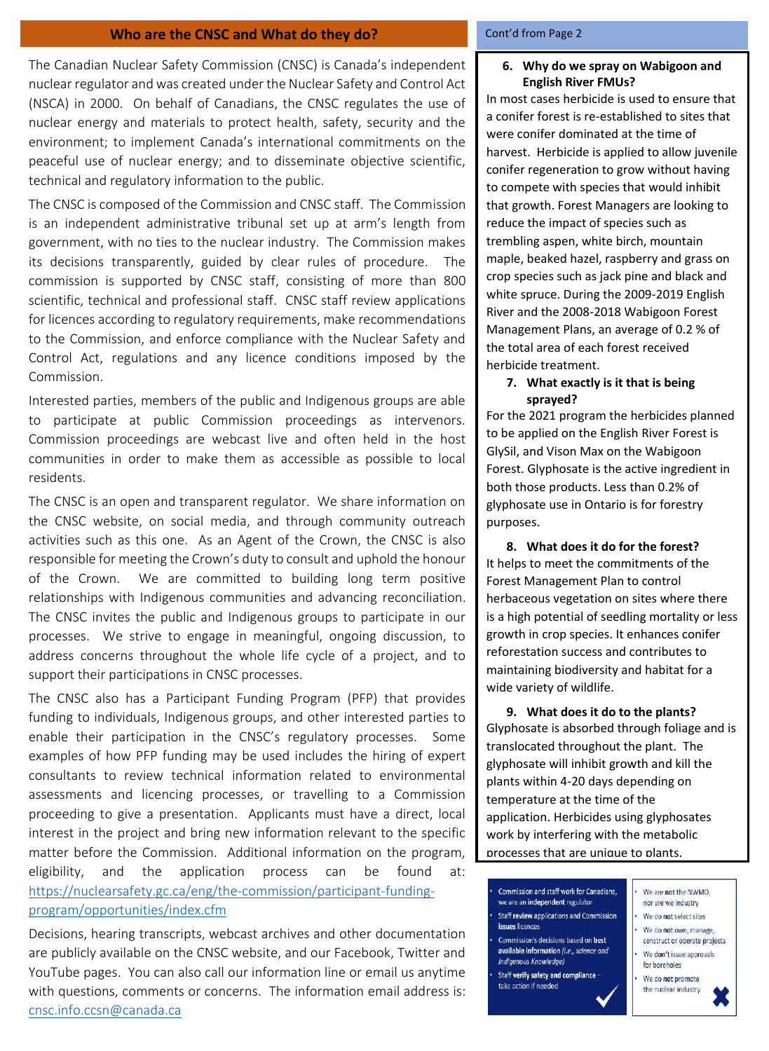## Who are the CNSC and What do they do?

The Canadian Nuclear Safety Commission (CNSC) is Canada's independent nuclear regulator and was created under the Nuclear Safety and Control Act (NSCA) in 2000. On behalf of Canadians, the CNSC regulates the use of nuclear energy and materials to protect health, safety, security and the environment; to implement Canada's international commitments on the peaceful use of nuclear energy; and to disseminate objective scientific, technical and regulatory information to the public.

The CNSC is composed of the Commission and CNSC staff. The Commission is an independent administrative tribunal set up at arm's length from government, with no ties to the nuclear industry. The Commission makes its decisions transparently, guided by clear rules of procedure. The commission is supported by CNSC staff, consisting of more than 800 scientific, technical and professional staff. CNSC staff review applications for licences according to regulatory requirements, make recommendations to the Commission, and enforce compliance with the Nuclear Safety and Control Act, regulations and any licence conditions imposed by the Commission.

Interested parties, members of the public and Indigenous groups are able to participate at public Commission proceedings as intervenors. Commission proceedings are webcast live and often held in the host communities in order to make them as accessible as possible to local residents.

The CNSC is an open and transparent regulator. We share information on the CNSC website, on social media, and through community outreach activities such as this one. As an Agent of the Crown, the CNSC is also responsible for meeting the Crown's duty to consult and uphold the honour of the Crown. We are committed to building long term positive relationships with Indigenous communities and advancing reconciliation. The CNSC invites the public and Indigenous groups to participate in our processes. We strive to engage in meaningful, ongoing discussion, to address concerns throughout the whole life cycle of a project, and to support their participations in CNSC processes.

The CNSC also has a Participant Funding Program (PFP) that provides funding to individuals, Indigenous groups, and other interested parties to enable their participation in the CNSC's regulatory processes. Some examples of how PFP funding may be used includes the hiring of expert consultants to review technical information related to environmental assessments and licencing processes, or travelling to a Commission proceeding to give a presentation. Applicants must have a direct, local interest in the project and bring new information relevant to the specific matter before the Commission. Additional information on the program, eligibility, and the application process can be found at: https://nuclearsafety.gc.ca/eng/the-commission/participant-funding-program/opportunities/index.cfm

Decisions, hearing transcripts, webcast archives and other documentation are publicly available on the CNSC website, and our Facebook, Twitter and YouTube pages. You can also call our information line or email us anytime with questions, comments or concerns. The information email address is: cnsc.info.ccsn@canada.ca

Cont'd from Page 2

**6. Why do we spray on Wabigoon and English River FMUs?**

In most cases herbicide is used to ensure that a conifer forest is re-established to sites that were conifer dominated at the time of harvest. Herbicide is applied to allow juvenile conifer regeneration to grow without having to compete with species that would inhibit that growth. Forest Managers are looking to reduce the impact of species such as trembling aspen, white birch, mountain maple, beaked hazel, raspberry and grass on crop species such as jack pine and black and white spruce. During the 2009-2019 English River and the 2008-2018 Wabigoon Forest Management Plans, an average of 0.2 % of the total area of each forest received herbicide treatment.

**7. What exactly is it that is being sprayed?**

For the 2021 program the herbicides planned to be applied on the English River Forest is GlySil, and Vison Max on the Wabigoon Forest. Glyphosate is the active ingredient in both those products. Less than 0.2% of glyphosate use in Ontario is for forestry purposes.

**8. What does it do for the forest?**

It helps to meet the commitments of the Forest Management Plan to control herbaceous vegetation on sites where there is a high potential of seedling mortality or less growth in crop species. It enhances conifer reforestation success and contributes to maintaining biodiversity and habitat for a wide variety of wildlife.

**9. What does it do to the plants?**

Glyphosate is absorbed through foliage and is translocated throughout the plant. The glyphosate will inhibit growth and kill the plants within 4-20 days depending on temperature at the time of the application. Herbicides using glyphosates work by interfering with the metabolic processes that are unique to plants.

- Commission and staff work for Canadians, we are an **independent** regulator
- Staff **review** applications and Commission **issues** licences
- Commission's decisions based on **best available information** *(i.e., science and Indigenous Knowledge)*
- Staff **verify safety and compliance** – take action if needed

- We are **not** the NWMO, nor are we industry
- We do **not** select sites
- We do **not** own, manage, construct or operate projects
- We **don't** issue approvals for boreholes
- We do **not promote** the nuclear industry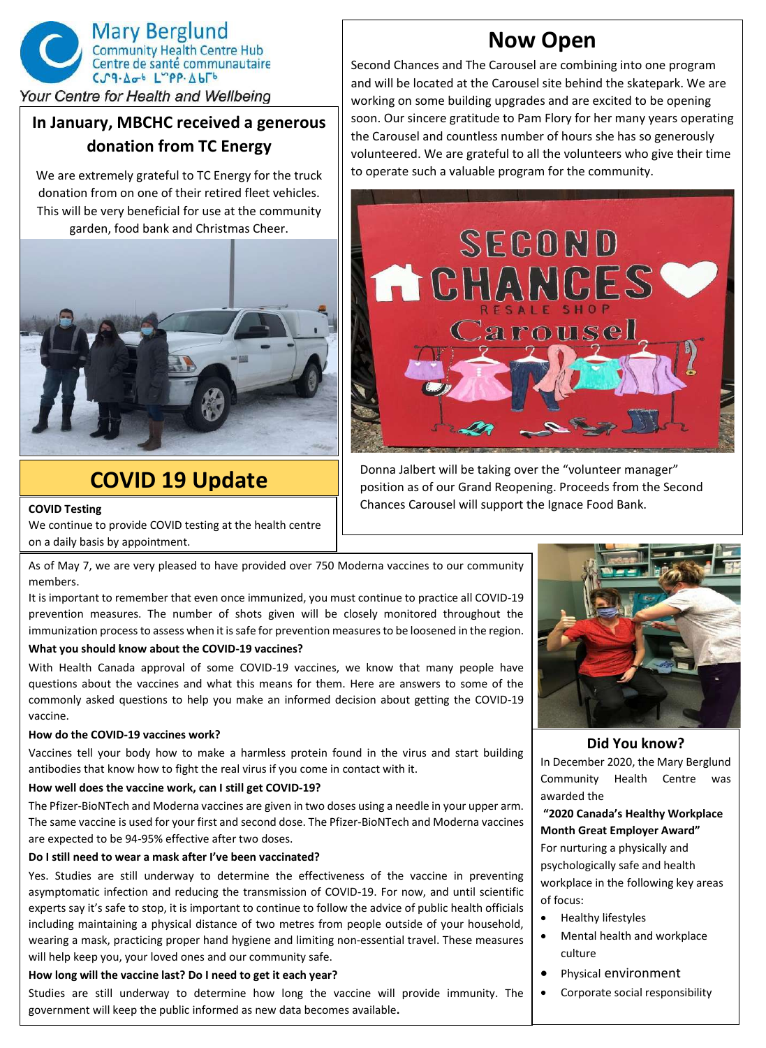Mary Berglund
Community Health Centre Hub
Centre de santé communautaire
ᑕᔪᑫᐃᓂᒃ ᒪᑉᑭᑭᐃᑲᒥᒃ

*Your Centre for Health and Wellbeing*

## In January, MBCHC received a generous donation from TC Energy

We are extremely grateful to TC Energy for the truck donation from on one of their retired fleet vehicles. This will be very beneficial for use at the community garden, food bank and Christmas Cheer.

## Now Open

Second Chances and The Carousel are combining into one program and will be located at the Carousel site behind the skatepark. We are working on some building upgrades and are excited to be opening soon. Our sincere gratitude to Pam Flory for her many years operating the Carousel and countless number of hours she has so generously volunteered. We are grateful to all the volunteers who give their time to operate such a valuable program for the community.

Donna Jalbert will be taking over the "volunteer manager" position as of our Grand Reopening. Proceeds from the Second Chances Carousel will support the Ignace Food Bank.

## COVID 19 Update

**COVID Testing**

We continue to provide COVID testing at the health centre on a daily basis by appointment.

As of May 7, we are very pleased to have provided over 750 Moderna vaccines to our community members.

It is important to remember that even once immunized, you must continue to practice all COVID-19 prevention measures. The number of shots given will be closely monitored throughout the immunization process to assess when it is safe for prevention measures to be loosened in the region.

**What you should know about the COVID-19 vaccines?**

With Health Canada approval of some COVID-19 vaccines, we know that many people have questions about the vaccines and what this means for them. Here are answers to some of the commonly asked questions to help you make an informed decision about getting the COVID-19 vaccine.

**How do the COVID-19 vaccines work?**

Vaccines tell your body how to make a harmless protein found in the virus and start building antibodies that know how to fight the real virus if you come in contact with it.

**How well does the vaccine work, can I still get COVID-19?**

The Pfizer-BioNTech and Moderna vaccines are given in two doses using a needle in your upper arm. The same vaccine is used for your first and second dose. The Pfizer-BioNTech and Moderna vaccines are expected to be 94-95% effective after two doses.

**Do I still need to wear a mask after I've been vaccinated?**

Yes. Studies are still underway to determine the effectiveness of the vaccine in preventing asymptomatic infection and reducing the transmission of COVID-19. For now, and until scientific experts say it's safe to stop, it is important to continue to follow the advice of public health officials including maintaining a physical distance of two metres from people outside of your household, wearing a mask, practicing proper hand hygiene and limiting non-essential travel. These measures will help keep you, your loved ones and our community safe.

**How long will the vaccine last? Do I need to get it each year?**

Studies are still underway to determine how long the vaccine will provide immunity. The government will keep the public informed as new data becomes available.

### Did You know?

In December 2020, the Mary Berglund Community Health Centre was awarded the

**"2020 Canada's Healthy Workplace Month Great Employer Award"**

For nurturing a physically and psychologically safe and health workplace in the following key areas of focus:

- Healthy lifestyles
- Mental health and workplace culture
- Physical environment
- Corporate social responsibility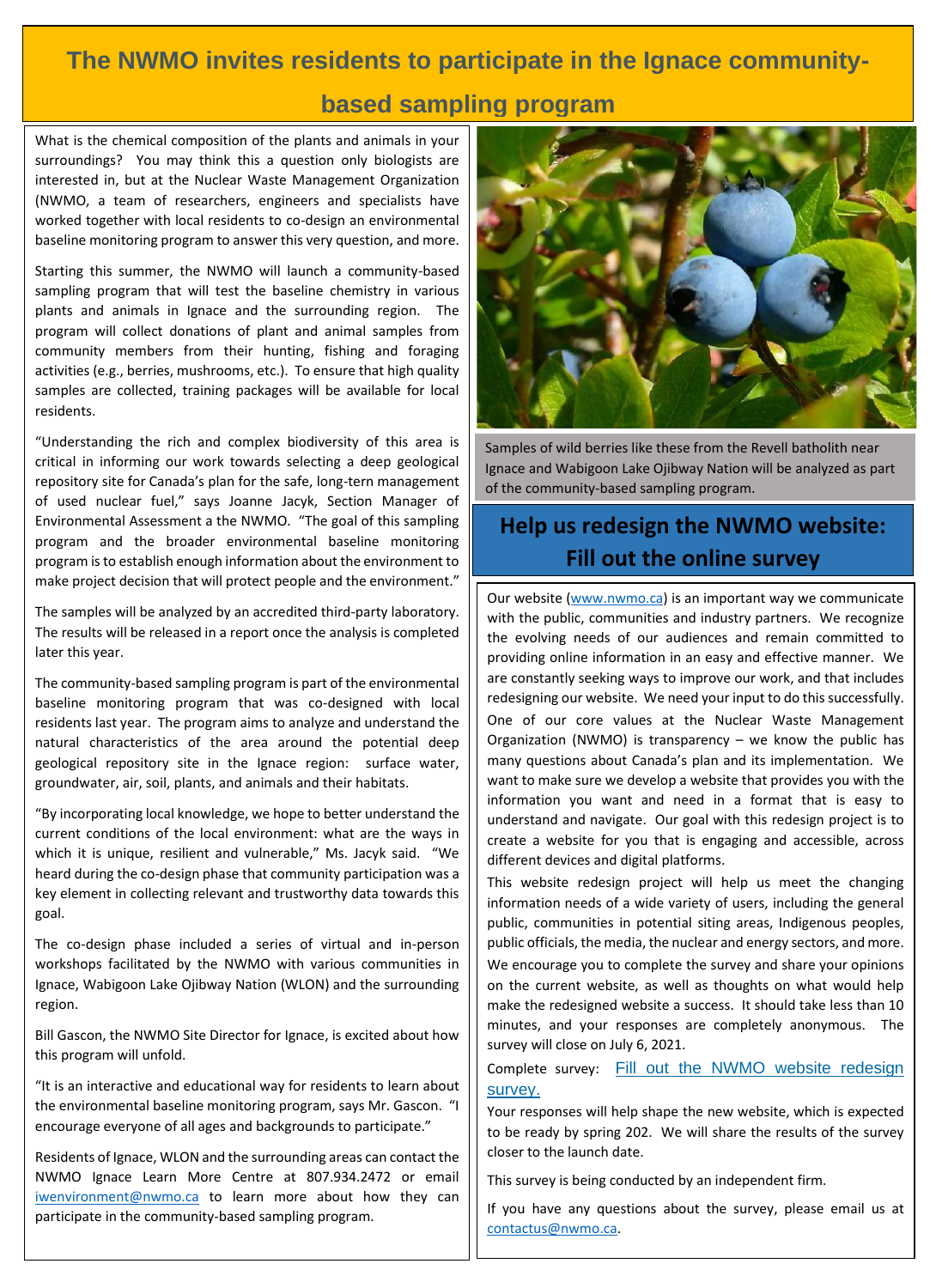# The NWMO invites residents to participate in the Ignace community-based sampling program

What is the chemical composition of the plants and animals in your surroundings? You may think this a question only biologists are interested in, but at the Nuclear Waste Management Organization (NWMO, a team of researchers, engineers and specialists have worked together with local residents to co-design an environmental baseline monitoring program to answer this very question, and more.

Starting this summer, the NWMO will launch a community-based sampling program that will test the baseline chemistry in various plants and animals in Ignace and the surrounding region. The program will collect donations of plant and animal samples from community members from their hunting, fishing and foraging activities (e.g., berries, mushrooms, etc.). To ensure that high quality samples are collected, training packages will be available for local residents.

"Understanding the rich and complex biodiversity of this area is critical in informing our work towards selecting a deep geological repository site for Canada's plan for the safe, long-tern management of used nuclear fuel," says Joanne Jacyk, Section Manager of Environmental Assessment a the NWMO. "The goal of this sampling program and the broader environmental baseline monitoring program is to establish enough information about the environment to make project decision that will protect people and the environment."

The samples will be analyzed by an accredited third-party laboratory. The results will be released in a report once the analysis is completed later this year.

The community-based sampling program is part of the environmental baseline monitoring program that was co-designed with local residents last year. The program aims to analyze and understand the natural characteristics of the area around the potential deep geological repository site in the Ignace region: surface water, groundwater, air, soil, plants, and animals and their habitats.

"By incorporating local knowledge, we hope to better understand the current conditions of the local environment: what are the ways in which it is unique, resilient and vulnerable," Ms. Jacyk said. "We heard during the co-design phase that community participation was a key element in collecting relevant and trustworthy data towards this goal.

The co-design phase included a series of virtual and in-person workshops facilitated by the NWMO with various communities in Ignace, Wabigoon Lake Ojibway Nation (WLON) and the surrounding region.

Bill Gascon, the NWMO Site Director for Ignace, is excited about how this program will unfold.

"It is an interactive and educational way for residents to learn about the environmental baseline monitoring program, says Mr. Gascon. "I encourage everyone of all ages and backgrounds to participate."

Residents of Ignace, WLON and the surrounding areas can contact the NWMO Ignace Learn More Centre at 807.934.2472 or email iwenvironment@nwmo.ca to learn more about how they can participate in the community-based sampling program.

Samples of wild berries like these from the Revell batholith near Ignace and Wabigoon Lake Ojibway Nation will be analyzed as part of the community-based sampling program.

## Help us redesign the NWMO website: Fill out the online survey

Our website (www.nwmo.ca) is an important way we communicate with the public, communities and industry partners. We recognize the evolving needs of our audiences and remain committed to providing online information in an easy and effective manner. We are constantly seeking ways to improve our work, and that includes redesigning our website. We need your input to do this successfully.

One of our core values at the Nuclear Waste Management Organization (NWMO) is transparency – we know the public has many questions about Canada's plan and its implementation. We want to make sure we develop a website that provides you with the information you want and need in a format that is easy to understand and navigate. Our goal with this redesign project is to create a website for you that is engaging and accessible, across different devices and digital platforms.

This website redesign project will help us meet the changing information needs of a wide variety of users, including the general public, communities in potential siting areas, Indigenous peoples, public officials, the media, the nuclear and energy sectors, and more.

We encourage you to complete the survey and share your opinions on the current website, as well as thoughts on what would help make the redesigned website a success. It should take less than 10 minutes, and your responses are completely anonymous. The survey will close on July 6, 2021.

Complete survey: Fill out the NWMO website redesign survey.

Your responses will help shape the new website, which is expected to be ready by spring 202. We will share the results of the survey closer to the launch date.

This survey is being conducted by an independent firm.

If you have any questions about the survey, please email us at contactus@nwmo.ca.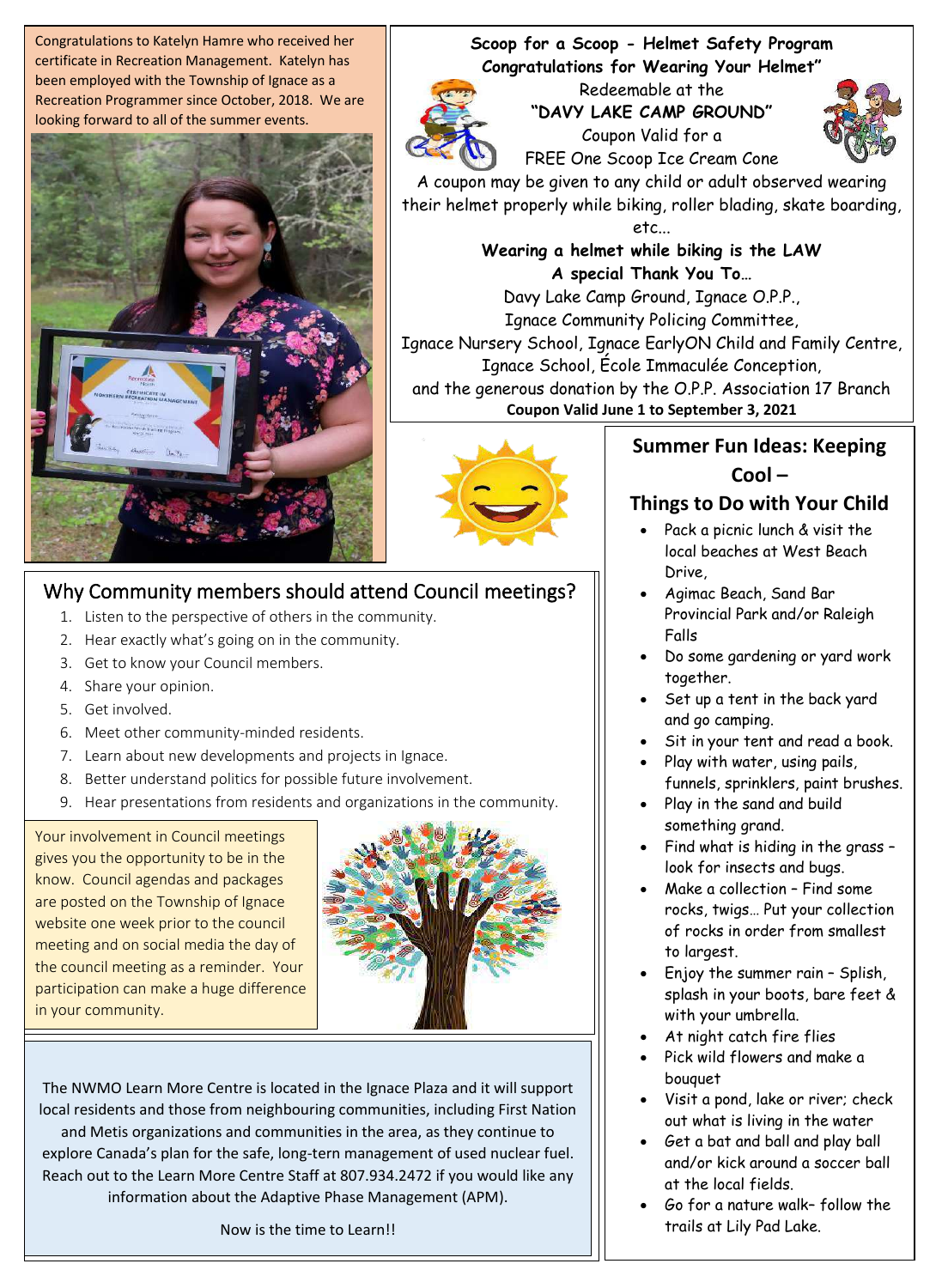Congratulations to Katelyn Hamre who received her certificate in Recreation Management. Katelyn has been employed with the Township of Ignace as a Recreation Programmer since October, 2018. We are looking forward to all of the summer events.

**Scoop for a Scoop - Helmet Safety Program**

**Congratulations for Wearing Your Helmet"**

Redeemable at the

**"DAVY LAKE CAMP GROUND"**

Coupon Valid for a

FREE One Scoop Ice Cream Cone

A coupon may be given to any child or adult observed wearing their helmet properly while biking, roller blading, skate boarding, etc...

**Wearing a helmet while biking is the LAW**

**A special Thank You To…**

Davy Lake Camp Ground, Ignace O.P.P., Ignace Community Policing Committee, Ignace Nursery School, Ignace EarlyON Child and Family Centre, Ignace School, École Immaculée Conception, and the generous donation by the O.P.P. Association 17 Branch

**Coupon Valid June 1 to September 3, 2021**

## Why Community members should attend Council meetings?

1. Listen to the perspective of others in the community.
2. Hear exactly what's going on in the community.
3. Get to know your Council members.
4. Share your opinion.
5. Get involved.
6. Meet other community-minded residents.
7. Learn about new developments and projects in Ignace.
8. Better understand politics for possible future involvement.
9. Hear presentations from residents and organizations in the community.

Your involvement in Council meetings gives you the opportunity to be in the know. Council agendas and packages are posted on the Township of Ignace website one week prior to the council meeting and on social media the day of the council meeting as a reminder. Your participation can make a huge difference in your community.

The NWMO Learn More Centre is located in the Ignace Plaza and it will support local residents and those from neighbouring communities, including First Nation and Metis organizations and communities in the area, as they continue to explore Canada's plan for the safe, long-tern management of used nuclear fuel. Reach out to the Learn More Centre Staff at 807.934.2472 if you would like any information about the Adaptive Phase Management (APM).

Now is the time to Learn!!

## Summer Fun Ideas: Keeping Cool – Things to Do with Your Child

- Pack a picnic lunch & visit the local beaches at West Beach Drive,
- Agimac Beach, Sand Bar Provincial Park and/or Raleigh Falls
- Do some gardening or yard work together.
- Set up a tent in the back yard and go camping.
- Sit in your tent and read a book.
- Play with water, using pails, funnels, sprinklers, paint brushes.
- Play in the sand and build something grand.
- Find what is hiding in the grass – look for insects and bugs.
- Make a collection – Find some rocks, twigs… Put your collection of rocks in order from smallest to largest.
- Enjoy the summer rain – Splish, splash in your boots, bare feet & with your umbrella.
- At night catch fire flies
- Pick wild flowers and make a bouquet
- Visit a pond, lake or river; check out what is living in the water
- Get a bat and ball and play ball and/or kick around a soccer ball at the local fields.
- Go for a nature walk– follow the trails at Lily Pad Lake.